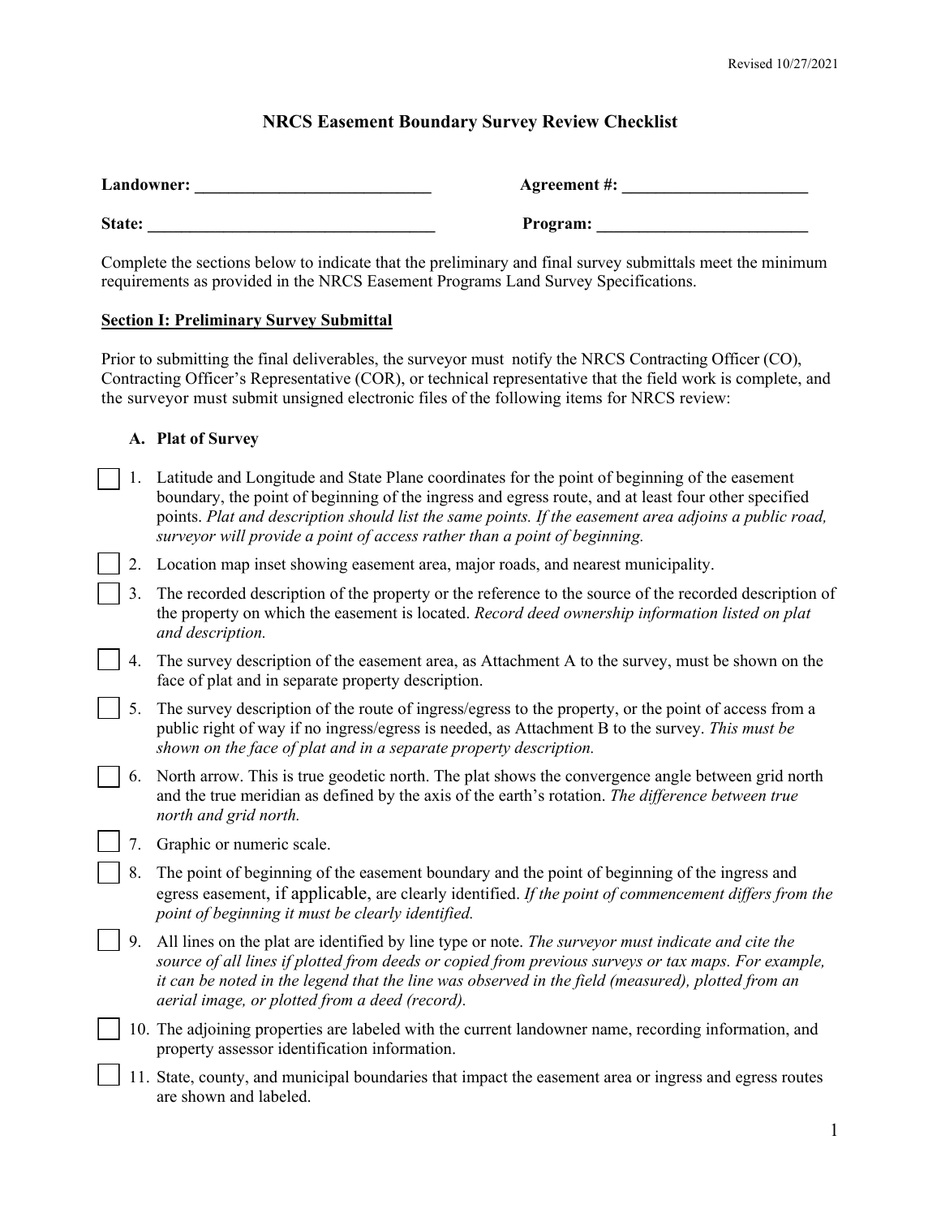Revised 10/27/2021

# NRCS Easement Boundary Survey Review Checklist

**Landowner: \_\_\_\_\_\_\_\_\_\_\_\_\_\_\_\_\_\_\_\_\_\_\_\_\_\_\_\_** **Agreement #: \_\_\_\_\_\_\_\_\_\_\_\_\_\_\_\_\_\_\_\_\_\_**

**State: \_\_\_\_\_\_\_\_\_\_\_\_\_\_\_\_\_\_\_\_\_\_\_\_\_\_\_\_\_\_\_\_\_\_** **Program: \_\_\_\_\_\_\_\_\_\_\_\_\_\_\_\_\_\_\_\_\_\_\_\_\_\_**

Complete the sections below to indicate that the preliminary and final survey submittals meet the minimum requirements as provided in the NRCS Easement Programs Land Survey Specifications.

## Section I: Preliminary Survey Submittal

Prior to submitting the final deliverables, the surveyor must notify the NRCS Contracting Officer (CO), Contracting Officer's Representative (COR), or technical representative that the field work is complete, and the surveyor must submit unsigned electronic files of the following items for NRCS review:

### A. Plat of Survey

- ☐ 1. Latitude and Longitude and State Plane coordinates for the point of beginning of the easement boundary, the point of beginning of the ingress and egress route, and at least four other specified points. *Plat and description should list the same points. If the easement area adjoins a public road, surveyor will provide a point of access rather than a point of beginning.*
- ☐ 2. Location map inset showing easement area, major roads, and nearest municipality.
- ☐ 3. The recorded description of the property or the reference to the source of the recorded description of the property on which the easement is located. *Record deed ownership information listed on plat and description.*
- ☐ 4. The survey description of the easement area, as Attachment A to the survey, must be shown on the face of plat and in separate property description.
- ☐ 5. The survey description of the route of ingress/egress to the property, or the point of access from a public right of way if no ingress/egress is needed, as Attachment B to the survey. *This must be shown on the face of plat and in a separate property description.*
- ☐ 6. North arrow. This is true geodetic north. The plat shows the convergence angle between grid north and the true meridian as defined by the axis of the earth's rotation. *The difference between true north and grid north.*
- ☐ 7. Graphic or numeric scale.
- ☐ 8. The point of beginning of the easement boundary and the point of beginning of the ingress and egress easement, if applicable, are clearly identified. *If the point of commencement differs from the point of beginning it must be clearly identified.*
- ☐ 9. All lines on the plat are identified by line type or note. *The surveyor must indicate and cite the source of all lines if plotted from deeds or copied from previous surveys or tax maps. For example, it can be noted in the legend that the line was observed in the field (measured), plotted from an aerial image, or plotted from a deed (record).*
- ☐ 10. The adjoining properties are labeled with the current landowner name, recording information, and property assessor identification information.
- ☐ 11. State, county, and municipal boundaries that impact the easement area or ingress and egress routes are shown and labeled.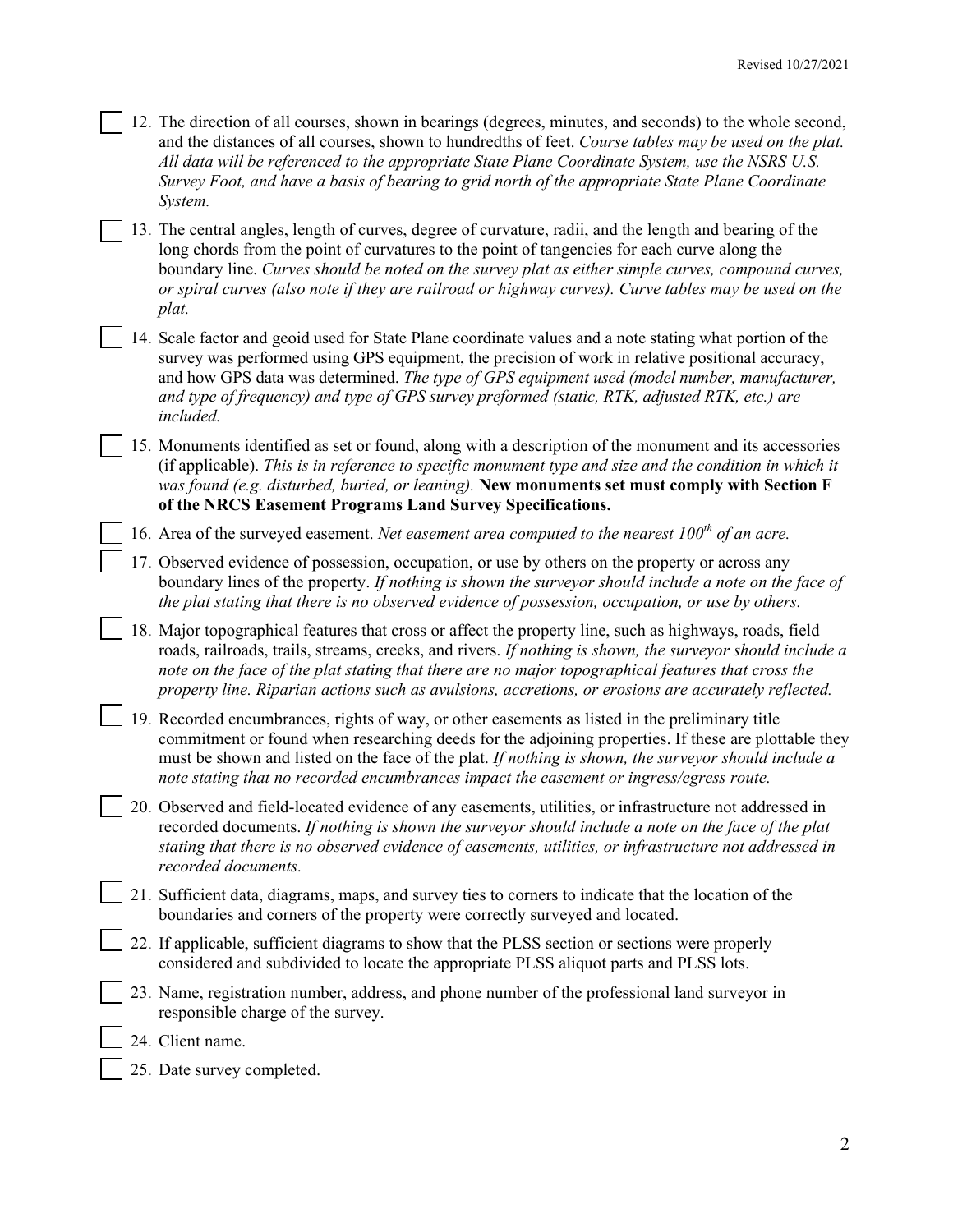- [ ] 12. The direction of all courses, shown in bearings (degrees, minutes, and seconds) to the whole second, and the distances of all courses, shown to hundredths of feet. *Course tables may be used on the plat. All data will be referenced to the appropriate State Plane Coordinate System, use the NSRS U.S. Survey Foot, and have a basis of bearing to grid north of the appropriate State Plane Coordinate System.*

- [ ] 13. The central angles, length of curves, degree of curvature, radii, and the length and bearing of the long chords from the point of curvatures to the point of tangencies for each curve along the boundary line. *Curves should be noted on the survey plat as either simple curves, compound curves, or spiral curves (also note if they are railroad or highway curves). Curve tables may be used on the plat.*

- [ ] 14. Scale factor and geoid used for State Plane coordinate values and a note stating what portion of the survey was performed using GPS equipment, the precision of work in relative positional accuracy, and how GPS data was determined. *The type of GPS equipment used (model number, manufacturer, and type of frequency) and type of GPS survey preformed (static, RTK, adjusted RTK, etc.) are included.*

- [ ] 15. Monuments identified as set or found, along with a description of the monument and its accessories (if applicable). *This is in reference to specific monument type and size and the condition in which it was found (e.g. disturbed, buried, or leaning).* **New monuments set must comply with Section F of the NRCS Easement Programs Land Survey Specifications.**

- [ ] 16. Area of the surveyed easement. *Net easement area computed to the nearest 100th of an acre.*

- [ ] 17. Observed evidence of possession, occupation, or use by others on the property or across any boundary lines of the property. *If nothing is shown the surveyor should include a note on the face of the plat stating that there is no observed evidence of possession, occupation, or use by others.*

- [ ] 18. Major topographical features that cross or affect the property line, such as highways, roads, field roads, railroads, trails, streams, creeks, and rivers. *If nothing is shown, the surveyor should include a note on the face of the plat stating that there are no major topographical features that cross the property line. Riparian actions such as avulsions, accretions, or erosions are accurately reflected.*

- [ ] 19. Recorded encumbrances, rights of way, or other easements as listed in the preliminary title commitment or found when researching deeds for the adjoining properties. If these are plottable they must be shown and listed on the face of the plat. *If nothing is shown, the surveyor should include a note stating that no recorded encumbrances impact the easement or ingress/egress route.*

- [ ] 20. Observed and field-located evidence of any easements, utilities, or infrastructure not addressed in recorded documents. *If nothing is shown the surveyor should include a note on the face of the plat stating that there is no observed evidence of easements, utilities, or infrastructure not addressed in recorded documents.*

- [ ] 21. Sufficient data, diagrams, maps, and survey ties to corners to indicate that the location of the boundaries and corners of the property were correctly surveyed and located.

- [ ] 22. If applicable, sufficient diagrams to show that the PLSS section or sections were properly considered and subdivided to locate the appropriate PLSS aliquot parts and PLSS lots.

- [ ] 23. Name, registration number, address, and phone number of the professional land surveyor in responsible charge of the survey.

- [ ] 24. Client name.

- [ ] 25. Date survey completed.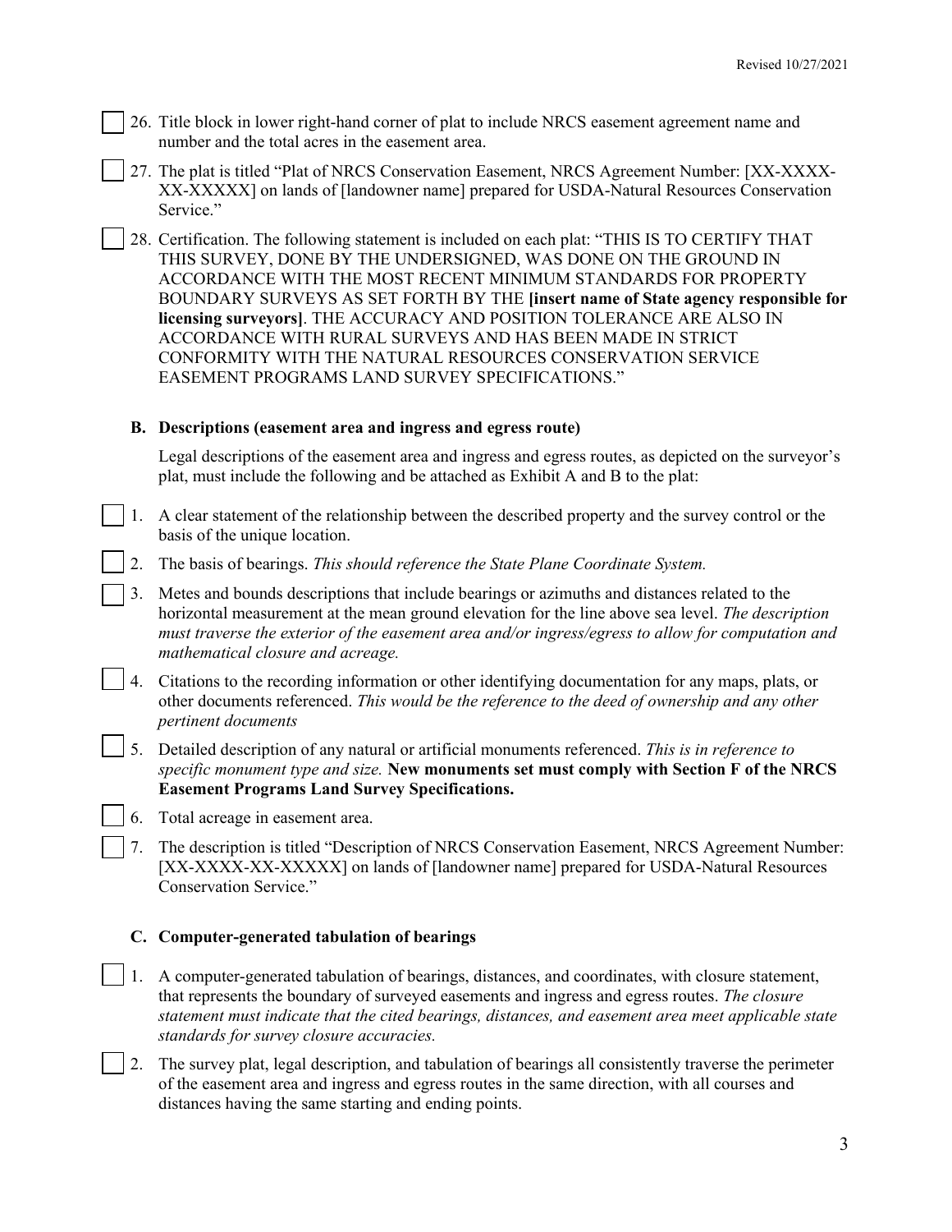- [ ] 26. Title block in lower right-hand corner of plat to include NRCS easement agreement name and number and the total acres in the easement area.
- [ ] 27. The plat is titled "Plat of NRCS Conservation Easement, NRCS Agreement Number: [XX-XXXX-XX-XXXXX] on lands of [landowner name] prepared for USDA-Natural Resources Conservation Service."
- [ ] 28. Certification. The following statement is included on each plat: "THIS IS TO CERTIFY THAT THIS SURVEY, DONE BY THE UNDERSIGNED, WAS DONE ON THE GROUND IN ACCORDANCE WITH THE MOST RECENT MINIMUM STANDARDS FOR PROPERTY BOUNDARY SURVEYS AS SET FORTH BY THE **[insert name of State agency responsible for licensing surveyors]**. THE ACCURACY AND POSITION TOLERANCE ARE ALSO IN ACCORDANCE WITH RURAL SURVEYS AND HAS BEEN MADE IN STRICT CONFORMITY WITH THE NATURAL RESOURCES CONSERVATION SERVICE EASEMENT PROGRAMS LAND SURVEY SPECIFICATIONS."

### B. Descriptions (easement area and ingress and egress route)

Legal descriptions of the easement area and ingress and egress routes, as depicted on the surveyor's plat, must include the following and be attached as Exhibit A and B to the plat:

- [ ] 1. A clear statement of the relationship between the described property and the survey control or the basis of the unique location.
- [ ] 2. The basis of bearings. *This should reference the State Plane Coordinate System.*
- [ ] 3. Metes and bounds descriptions that include bearings or azimuths and distances related to the horizontal measurement at the mean ground elevation for the line above sea level. *The description must traverse the exterior of the easement area and/or ingress/egress to allow for computation and mathematical closure and acreage.*
- [ ] 4. Citations to the recording information or other identifying documentation for any maps, plats, or other documents referenced. *This would be the reference to the deed of ownership and any other pertinent documents*
- [ ] 5. Detailed description of any natural or artificial monuments referenced. *This is in reference to specific monument type and size.* **New monuments set must comply with Section F of the NRCS Easement Programs Land Survey Specifications.**
- [ ] 6. Total acreage in easement area.
- [ ] 7. The description is titled "Description of NRCS Conservation Easement, NRCS Agreement Number: [XX-XXXX-XX-XXXXX] on lands of [landowner name] prepared for USDA-Natural Resources Conservation Service."

### C. Computer-generated tabulation of bearings

- [ ] 1. A computer-generated tabulation of bearings, distances, and coordinates, with closure statement, that represents the boundary of surveyed easements and ingress and egress routes. *The closure statement must indicate that the cited bearings, distances, and easement area meet applicable state standards for survey closure accuracies.*
- [ ] 2. The survey plat, legal description, and tabulation of bearings all consistently traverse the perimeter of the easement area and ingress and egress routes in the same direction, with all courses and distances having the same starting and ending points.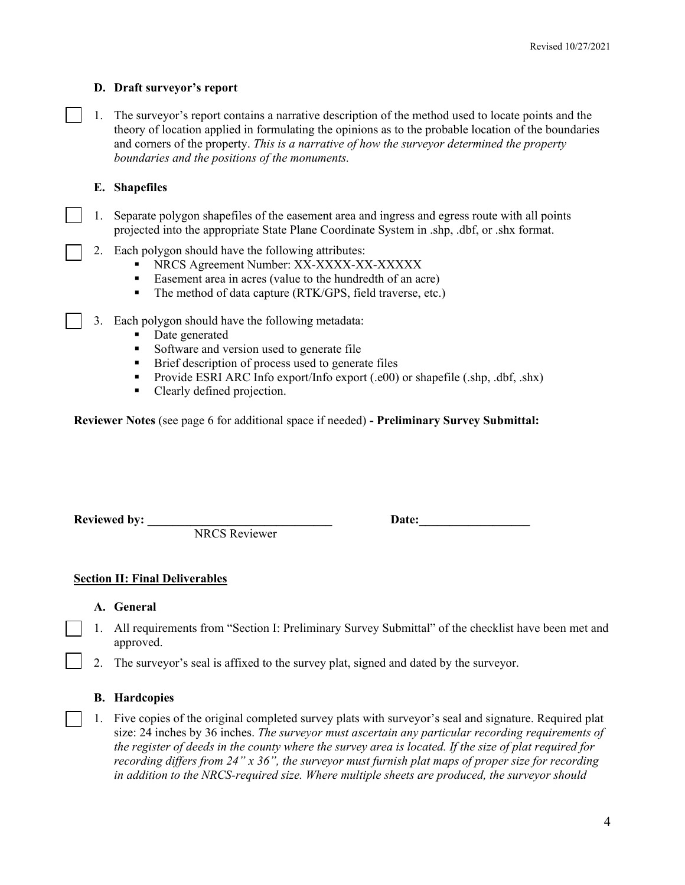### D. Draft surveyor's report

☐ 1. The surveyor's report contains a narrative description of the method used to locate points and the theory of location applied in formulating the opinions as to the probable location of the boundaries and corners of the property. *This is a narrative of how the surveyor determined the property boundaries and the positions of the monuments.*

### E. Shapefiles

☐ 1. Separate polygon shapefiles of the easement area and ingress and egress route with all points projected into the appropriate State Plane Coordinate System in .shp, .dbf, or .shx format.

☐ 2. Each polygon should have the following attributes:
   - NRCS Agreement Number: XX-XXXX-XX-XXXXX
   - Easement area in acres (value to the hundredth of an acre)
   - The method of data capture (RTK/GPS, field traverse, etc.)

☐ 3. Each polygon should have the following metadata:
   - Date generated
   - Software and version used to generate file
   - Brief description of process used to generate files
   - Provide ESRI ARC Info export/Info export (.e00) or shapefile (.shp, .dbf, .shx)
   - Clearly defined projection.

**Reviewer Notes** (see page 6 for additional space if needed) **- Preliminary Survey Submittal:**

**Reviewed by: _______________________________** **Date:__________________**
NRCS Reviewer

## Section II: Final Deliverables

### A. General

☐ 1. All requirements from "Section I: Preliminary Survey Submittal" of the checklist have been met and approved.

☐ 2. The surveyor's seal is affixed to the survey plat, signed and dated by the surveyor.

### B. Hardcopies

☐ 1. Five copies of the original completed survey plats with surveyor's seal and signature. Required plat size: 24 inches by 36 inches. *The surveyor must ascertain any particular recording requirements of the register of deeds in the county where the survey area is located. If the size of plat required for recording differs from 24" x 36", the surveyor must furnish plat maps of proper size for recording in addition to the NRCS-required size. Where multiple sheets are produced, the surveyor should*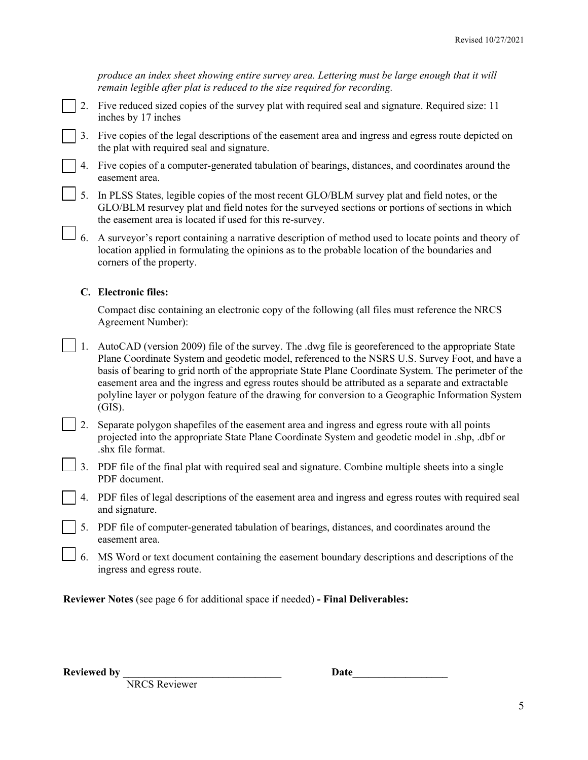*produce an index sheet showing entire survey area. Lettering must be large enough that it will remain legible after plat is reduced to the size required for recording.*

- ☐ 2. Five reduced sized copies of the survey plat with required seal and signature. Required size: 11 inches by 17 inches
- ☐ 3. Five copies of the legal descriptions of the easement area and ingress and egress route depicted on the plat with required seal and signature.
- ☐ 4. Five copies of a computer-generated tabulation of bearings, distances, and coordinates around the easement area.
- ☐ 5. In PLSS States, legible copies of the most recent GLO/BLM survey plat and field notes, or the GLO/BLM resurvey plat and field notes for the surveyed sections or portions of sections in which the easement area is located if used for this re-survey.
- ☐ 6. A surveyor's report containing a narrative description of method used to locate points and theory of location applied in formulating the opinions as to the probable location of the boundaries and corners of the property.

**C. Electronic files:**

Compact disc containing an electronic copy of the following (all files must reference the NRCS Agreement Number):

- ☐ 1. AutoCAD (version 2009) file of the survey. The .dwg file is georeferenced to the appropriate State Plane Coordinate System and geodetic model, referenced to the NSRS U.S. Survey Foot, and have a basis of bearing to grid north of the appropriate State Plane Coordinate System. The perimeter of the easement area and the ingress and egress routes should be attributed as a separate and extractable polyline layer or polygon feature of the drawing for conversion to a Geographic Information System (GIS).
- ☐ 2. Separate polygon shapefiles of the easement area and ingress and egress route with all points projected into the appropriate State Plane Coordinate System and geodetic model in .shp, .dbf or .shx file format.
- ☐ 3. PDF file of the final plat with required seal and signature. Combine multiple sheets into a single PDF document.
- ☐ 4. PDF files of legal descriptions of the easement area and ingress and egress routes with required seal and signature.
- ☐ 5. PDF file of computer-generated tabulation of bearings, distances, and coordinates around the easement area.
- ☐ 6. MS Word or text document containing the easement boundary descriptions and descriptions of the ingress and egress route.

**Reviewer Notes** (see page 6 for additional space if needed) **- Final Deliverables:**

**Reviewed by** ______________________________ **Date**__________________

NRCS Reviewer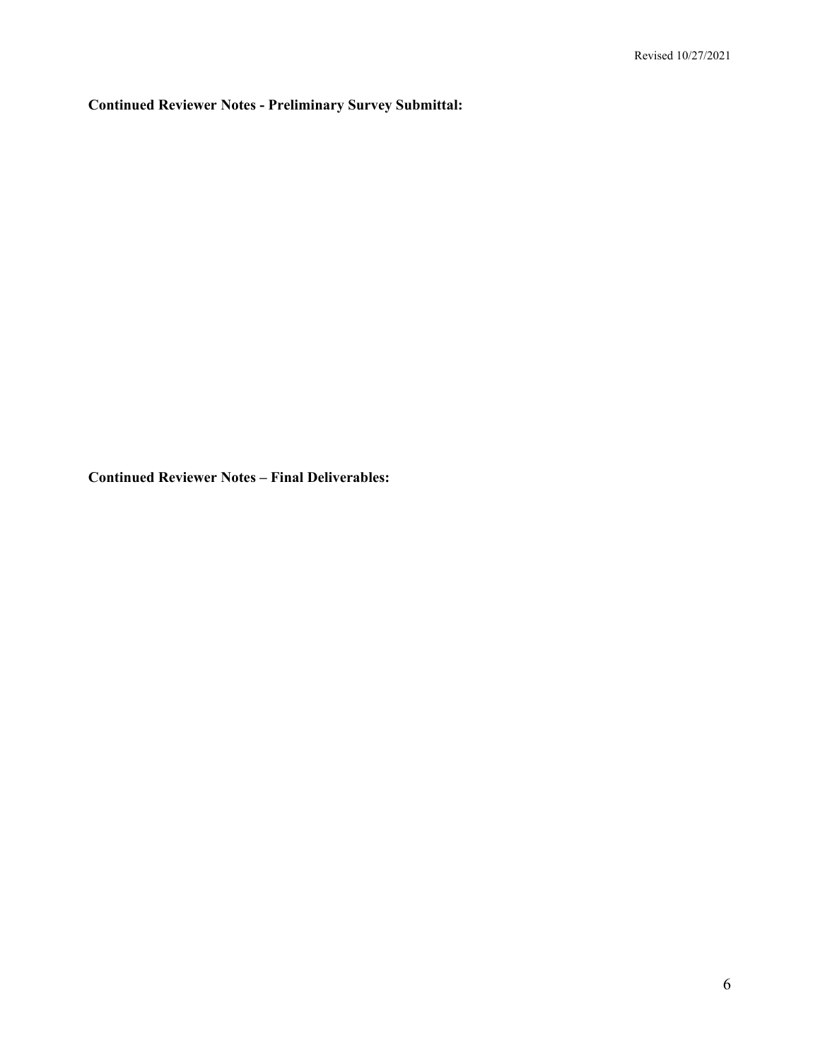**Continued Reviewer Notes - Preliminary Survey Submittal:**

**Continued Reviewer Notes – Final Deliverables:**